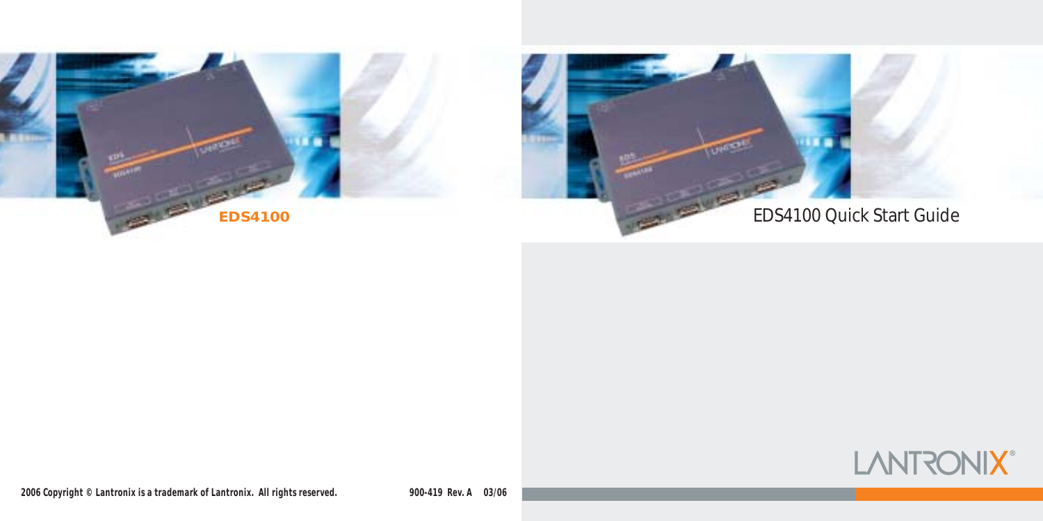**EDS4100**

2006 Copyright © Lantronix is a trademark of Lantronix. All rights reserved.

900-419 Rev. A 03/06

# EDS4100 Quick Start Guide

LANTRONIX®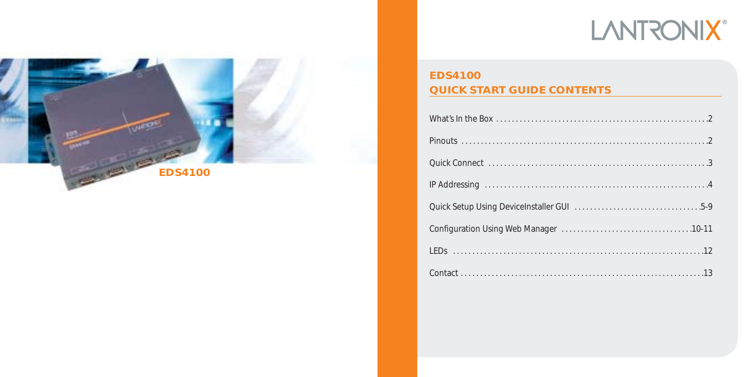LANTRONIX®

EDS4100

## EDS4100
## QUICK START GUIDE CONTENTS

What's In the Box .......................................................2

Pinouts ......................................................................2

Quick Connect ............................................................3

IP Addressing .............................................................4

Quick Setup Using DeviceInstaller GUI ......................5-9

Configuration Using Web Manager ...........................10-11

LEDs ........................................................................12

Contact .....................................................................13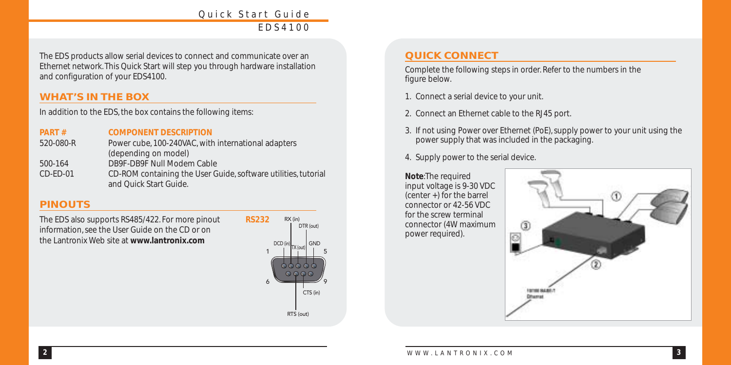The EDS products allow serial devices to connect and communicate over an Ethernet network. This Quick Start will step you through hardware installation and configuration of your EDS4100.

## WHAT'S IN THE BOX

In addition to the EDS, the box contains the following items:

| PART # | COMPONENT DESCRIPTION |
|---|---|
| 520-080-R | Power cube, 100-240VAC, with international adapters (depending on model) |
| 500-164 | DB9F-DB9F Null Modem Cable |
| CD-ED-01 | CD-ROM containing the User Guide, software utilities, tutorial and Quick Start Guide. |

## PINOUTS

The EDS also supports RS485/422. For more pinout information, see the User Guide on the CD or on the Lantronix Web site at **www.lantronix.com**

**RS232**

RX (in), DTR (out), DCD (in), TX (out), GND, 1, 5, 6, 9, CTS (in), RTS (out)

## QUICK CONNECT

Complete the following steps in order. Refer to the numbers in the figure below.

1. Connect a serial device to your unit.
2. Connect an Ethernet cable to the RJ45 port.
3. If not using Power over Ethernet (PoE), supply power to your unit using the power supply that was included in the packaging.
4. Supply power to the serial device.

**Note**: The required input voltage is 9-30 VDC (center +) for the barrel connector or 42-56 VDC for the screw terminal connector (4W maximum power required).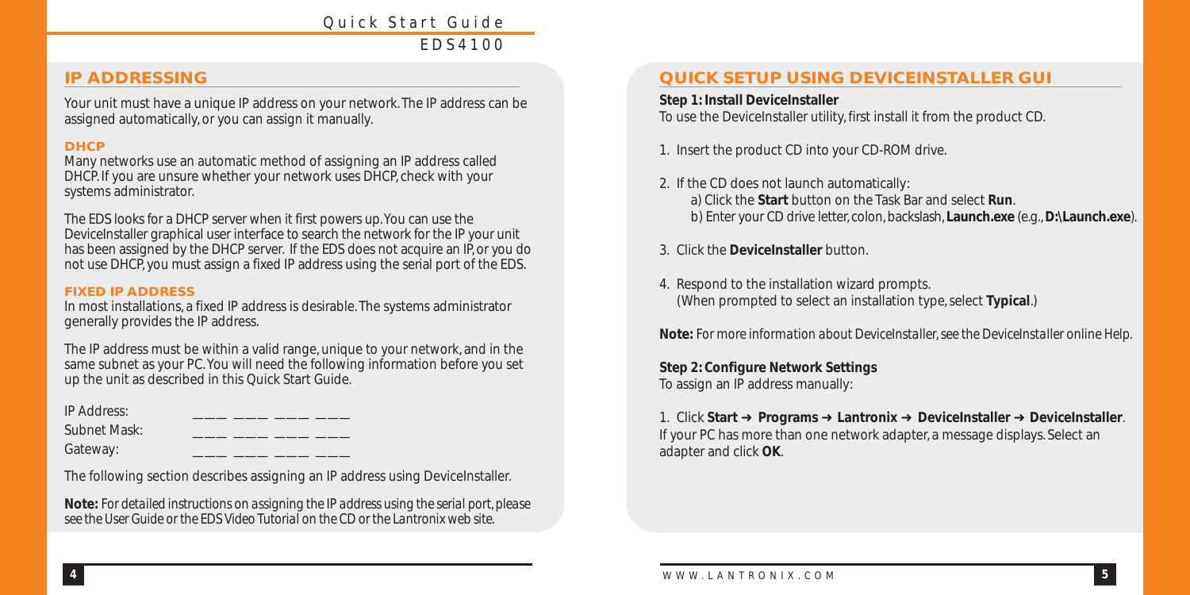## IP ADDRESSING

Your unit must have a unique IP address on your network. The IP address can be assigned automatically, or you can assign it manually.

### DHCP

Many networks use an automatic method of assigning an IP address called DHCP. If you are unsure whether your network uses DHCP, check with your systems administrator.

The EDS looks for a DHCP server when it first powers up. You can use the DeviceInstaller graphical user interface to search the network for the IP your unit has been assigned by the DHCP server. If the EDS does not acquire an IP, or you do not use DHCP, you must assign a fixed IP address using the serial port of the EDS.

### FIXED IP ADDRESS

In most installations, a fixed IP address is desirable. The systems administrator generally provides the IP address.

The IP address must be within a valid range, unique to your network, and in the same subnet as your PC. You will need the following information before you set up the unit as described in this Quick Start Guide.

IP Address: ___ ___ ___ ___

Subnet Mask: ___ ___ ___ ___

Gateway: ___ ___ ___ ___

The following section describes assigning an IP address using DeviceInstaller.

**Note:** *For detailed instructions on assigning the IP address using the serial port, please see the User Guide or the EDS Video Tutorial on the CD or the Lantronix web site.*

## QUICK SETUP USING DEVICEINSTALLER GUI

**Step 1: Install DeviceInstaller**

To use the DeviceInstaller utility, first install it from the product CD.

1. Insert the product CD into your CD-ROM drive.
2. If the CD does not launch automatically:
   a) Click the **Start** button on the Task Bar and select **Run**.
   b) Enter your CD drive letter, colon, backslash, **Launch.exe** (e.g., **D:\Launch.exe**).
3. Click the **DeviceInstaller** button.
4. Respond to the installation wizard prompts.
   (When prompted to select an installation type, select **Typical**.)

**Note:** *For more information about DeviceInstaller, see the DeviceInstaller online Help.*

**Step 2: Configure Network Settings**

To assign an IP address manually:

1. Click **Start → Programs → Lantronix → DeviceInstaller → DeviceInstaller**.
If your PC has more than one network adapter, a message displays. Select an adapter and click **OK**.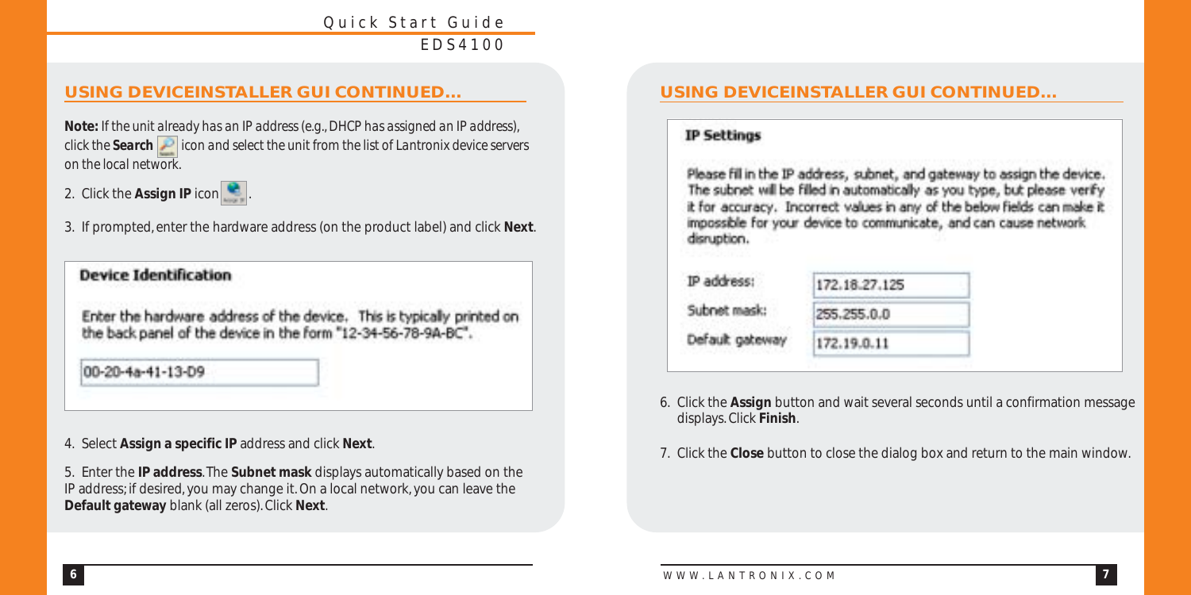## USING DEVICEINSTALLER GUI CONTINUED...

**Note:** *If the unit already has an IP address (e.g., DHCP has assigned an IP address), click the* ***Search*** *icon and select the unit from the list of Lantronix device servers on the local network.*

2. Click the **Assign IP** icon.

3. If prompted, enter the hardware address (on the product label) and click **Next**.

**Device Identification**

Enter the hardware address of the device. This is typically printed on the back panel of the device in the form "12-34-56-78-9A-BC".

00-20-4a-41-13-D9

4. Select **Assign a specific IP** address and click **Next**.

5. Enter the **IP address**. The **Subnet mask** displays automatically based on the IP address; if desired, you may change it. On a local network, you can leave the **Default gateway** blank (all zeros). Click **Next**.

## USING DEVICEINSTALLER GUI CONTINUED...

**IP Settings**

Please fill in the IP address, subnet, and gateway to assign the device. The subnet will be filled in automatically as you type, but please verify it for accuracy. Incorrect values in any of the below fields can make it impossible for your device to communicate, and can cause network disruption.

| | |
|---|---|
| IP address: | 172.18.27.125 |
| Subnet mask: | 255.255.0.0 |
| Default gateway | 172.19.0.11 |

6. Click the **Assign** button and wait several seconds until a confirmation message displays. Click **Finish**.

7. Click the **Close** button to close the dialog box and return to the main window.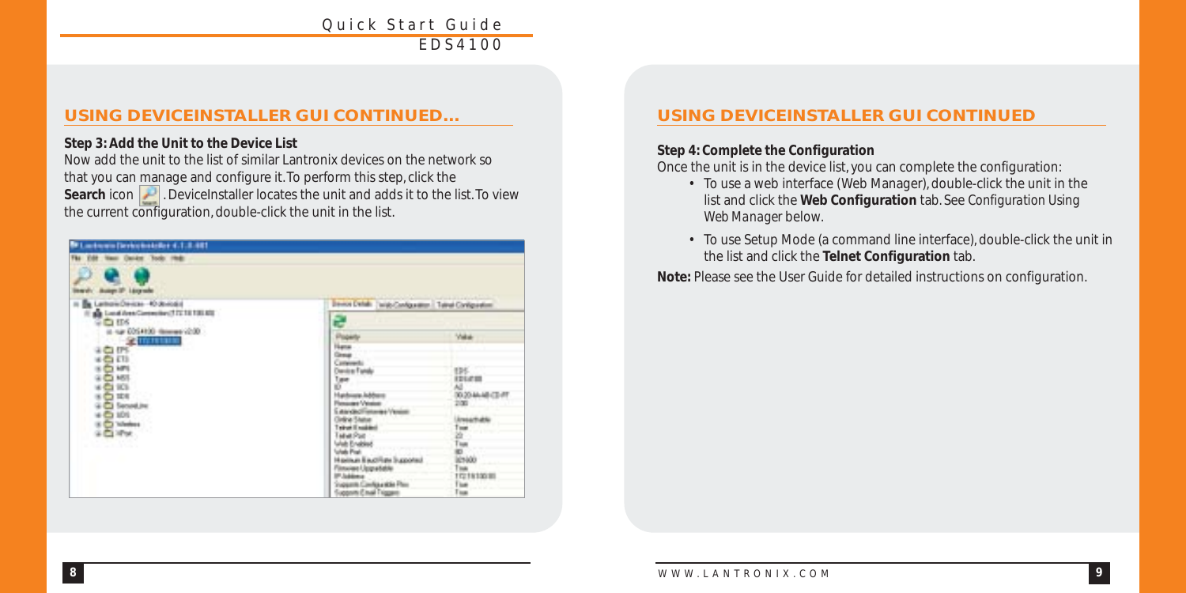## USING DEVICEINSTALLER GUI CONTINUED...

**Step 3: Add the Unit to the Device List**

Now add the unit to the list of similar Lantronix devices on the network so that you can manage and configure it. To perform this step, click the **Search** icon. DeviceInstaller locates the unit and adds it to the list. To view the current configuration, double-click the unit in the list.

## USING DEVICEINSTALLER GUI CONTINUED

**Step 4: Complete the Configuration**

Once the unit is in the device list, you can complete the configuration:

- To use a web interface (Web Manager), double-click the unit in the list and click the **Web Configuration** tab. See *Configuration Using Web Manager* below.
- To use Setup Mode (a command line interface), double-click the unit in the list and click the **Telnet Configuration** tab.

**Note:** Please see the User Guide for detailed instructions on configuration.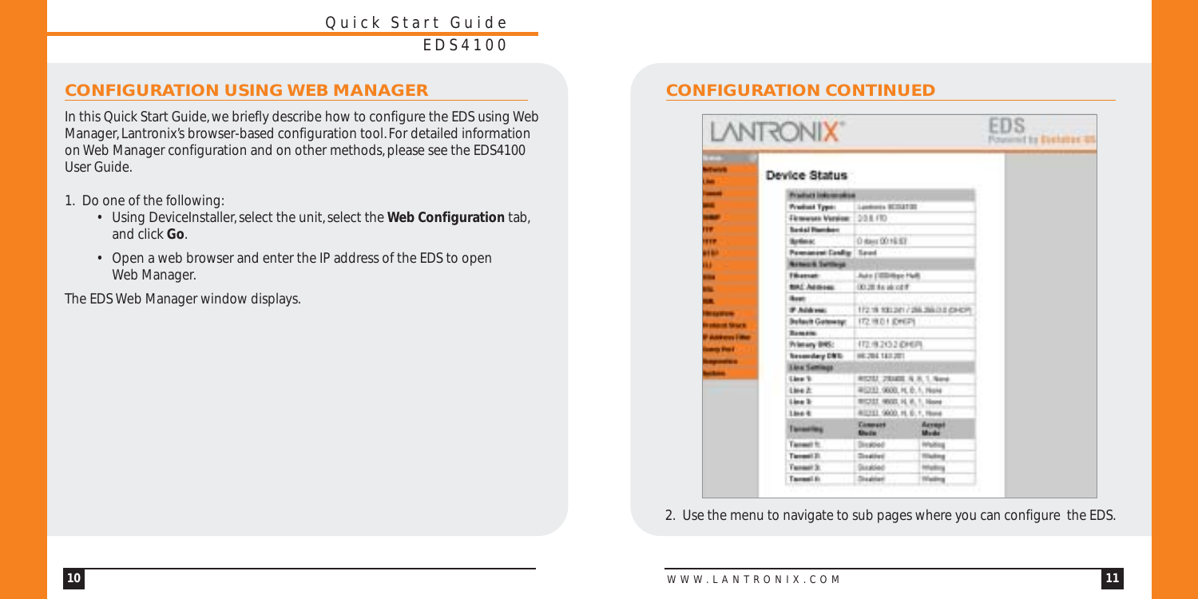## CONFIGURATION USING WEB MANAGER

In this Quick Start Guide, we briefly describe how to configure the EDS using Web Manager, Lantronix's browser-based configuration tool. For detailed information on Web Manager configuration and on other methods, please see the EDS4100 User Guide.

1. Do one of the following:
   - Using DeviceInstaller, select the unit, select the **Web Configuration** tab, and click **Go**.
   - Open a web browser and enter the IP address of the EDS to open Web Manager.

The EDS Web Manager window displays.

## CONFIGURATION CONTINUED

2. Use the menu to navigate to sub pages where you can configure the EDS.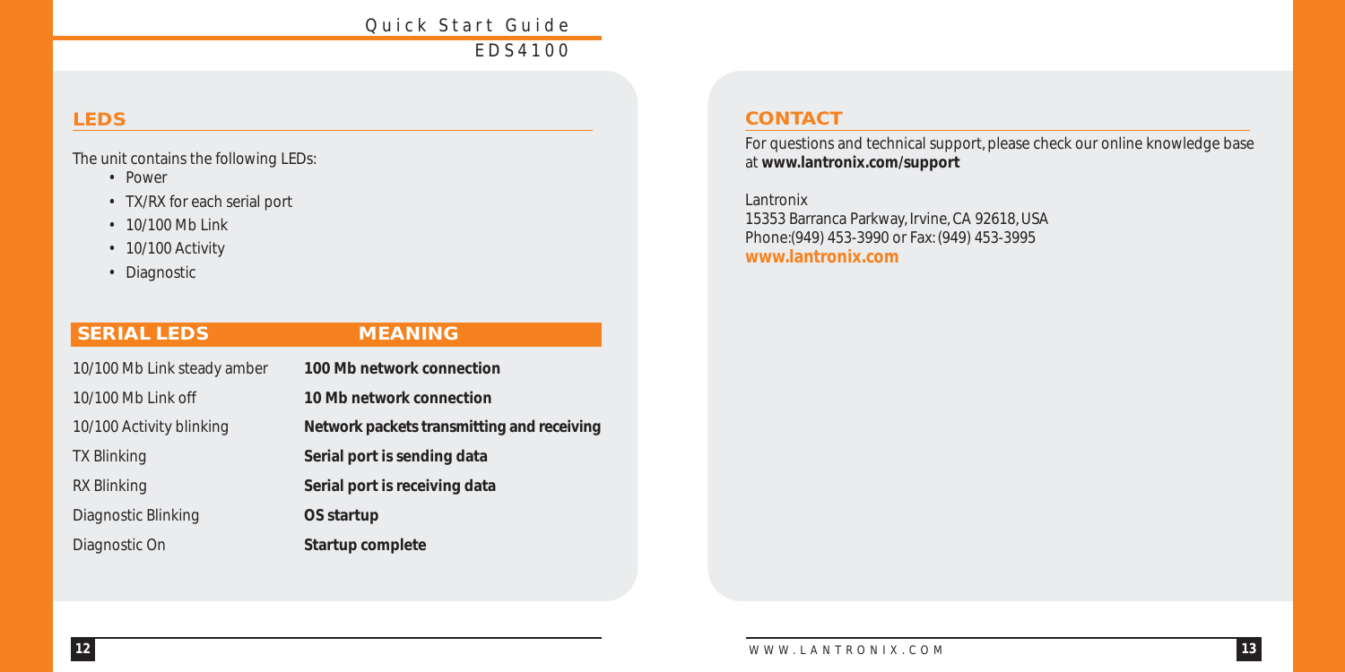## LEDS

The unit contains the following LEDs:

- Power
- TX/RX for each serial port
- 10/100 Mb Link
- 10/100 Activity
- Diagnostic

| SERIAL LEDS | MEANING |
|---|---|
| 10/100 Mb Link steady amber | **100 Mb network connection** |
| 10/100 Mb Link off | **10 Mb network connection** |
| 10/100 Activity blinking | **Network packets transmitting and receiving** |
| TX Blinking | **Serial port is sending data** |
| RX Blinking | **Serial port is receiving data** |
| Diagnostic Blinking | **OS startup** |
| Diagnostic On | **Startup complete** |

## CONTACT

For questions and technical support, please check our online knowledge base at **www.lantronix.com/support**

Lantronix
15353 Barranca Parkway, Irvine, CA 92618, USA
Phone:(949) 453-3990 or Fax: (949) 453-3995
**www.lantronix.com**